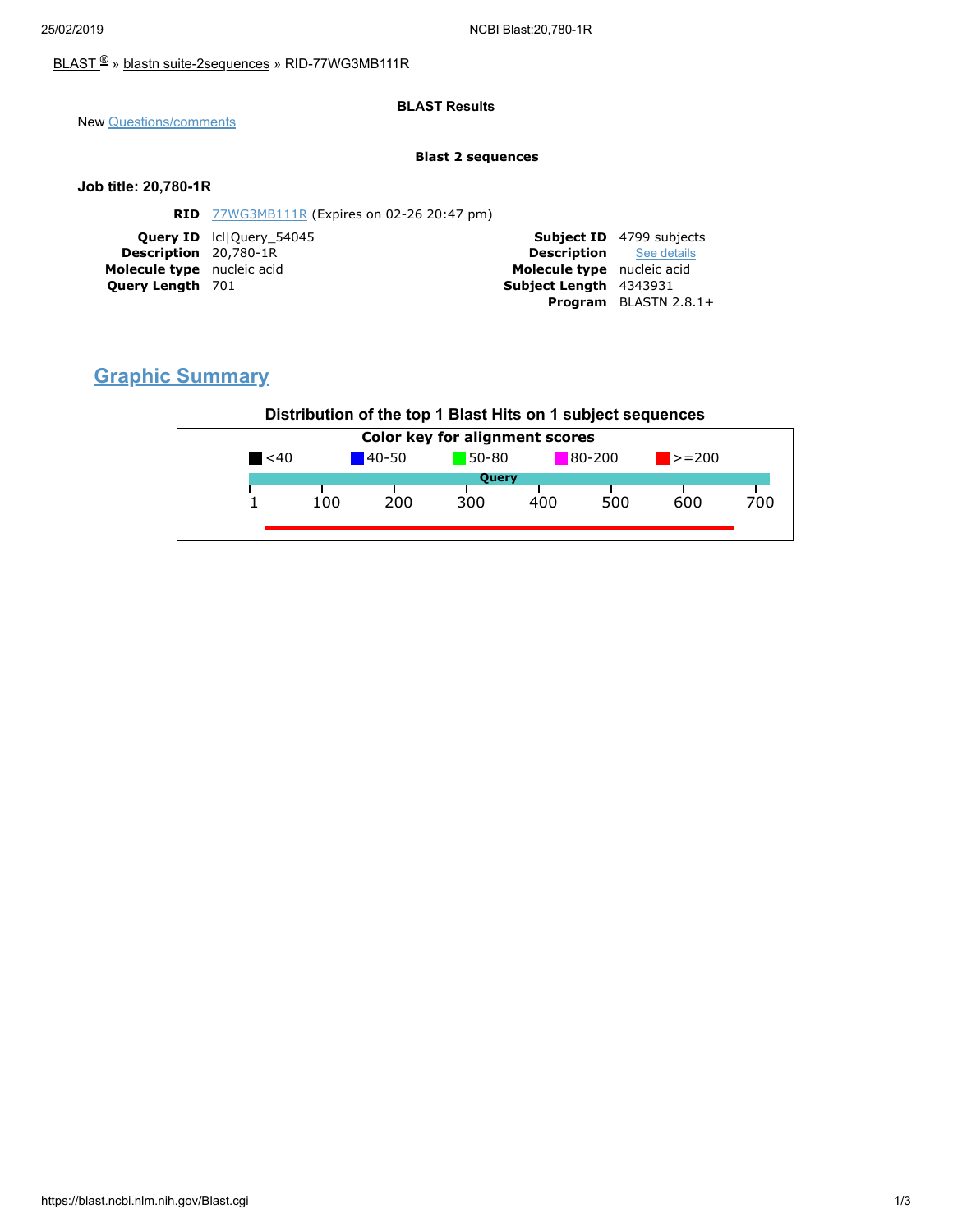BLAST® » blastn suite-2sequences » RID-77WG3MB111R

**BLAST Results**

New Questions/comments

**Blast 2 sequences**

### Job title: 20,780-1R

| | |
|---|---|
| **RID** | 77WG3MB111R (Expires on 02-26 20:47 pm) |

| | | | |
|---|---|---|---|
| **Query ID** | lcl\|Query_54045 | **Subject ID** | 4799 subjects |
| **Description** | 20,780-1R | **Description** | See details |
| **Molecule type** | nucleic acid | **Molecule type** | nucleic acid |
| **Query Length** | 701 | **Subject Length** | 4343931 |
| | | **Program** | BLASTN 2.8.1+ |

## Graphic Summary

**Distribution of the top 1 Blast Hits on 1 subject sequences**

**Color key for alignment scores**

<40 | 40-50 | 50-80 | 80-200 | >=200

Query

1 100 200 300 400 500 600 700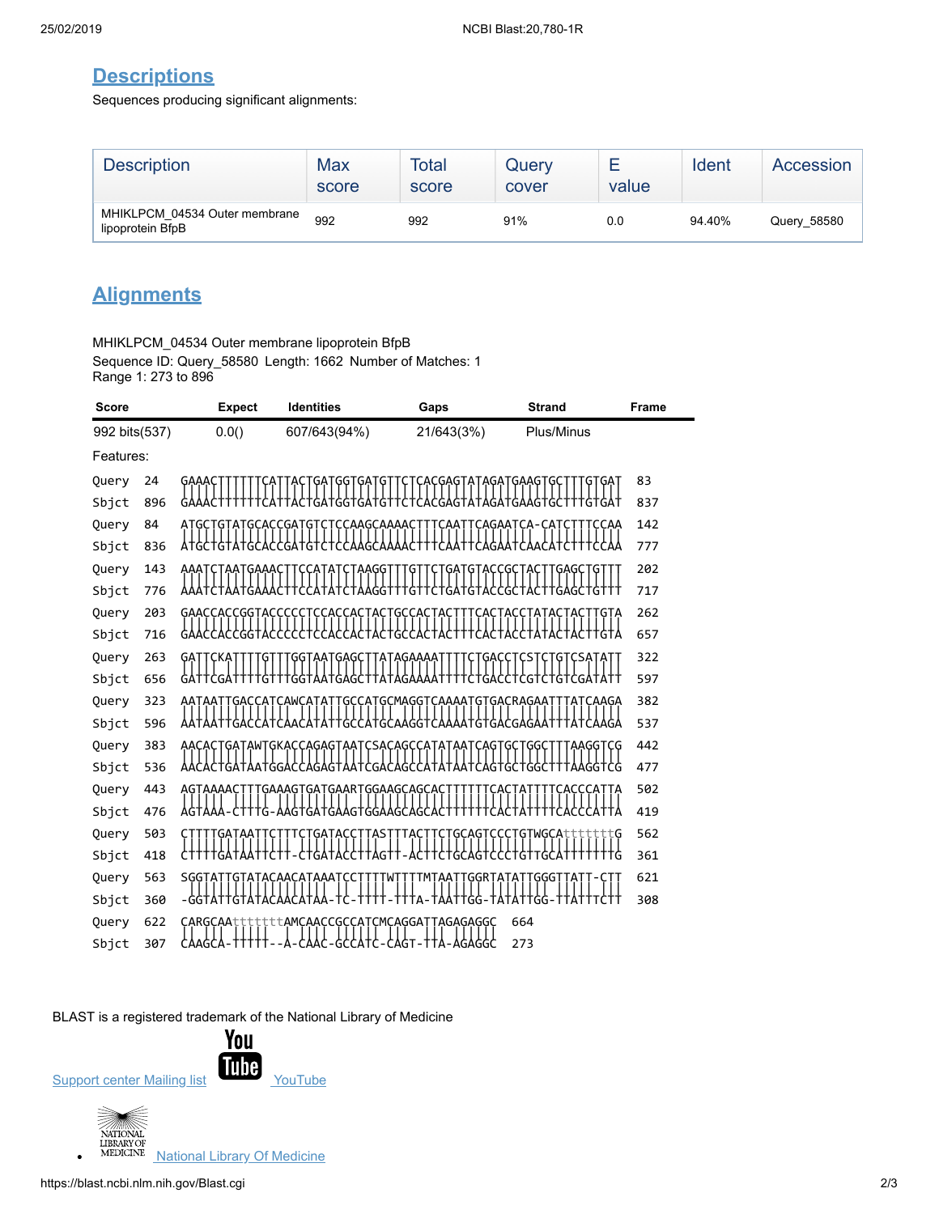## Descriptions

Sequences producing significant alignments:

| Description | Max score | Total score | Query cover | E value | Ident | Accession |
|---|---|---|---|---|---|---|
| MHIKLPCM_04534 Outer membrane lipoprotein BfpB | 992 | 992 | 91% | 0.0 | 94.40% | Query_58580 |

## Alignments

MHIKLPCM_04534 Outer membrane lipoprotein BfpB
Sequence ID: Query_58580 Length: 1662 Number of Matches: 1
Range 1: 273 to 896

| Score | Expect | Identities | Gaps | Strand | Frame |
|---|---|---|---|---|---|
| 992 bits(537) | 0.0() | 607/643(94%) | 21/643(3%) | Plus/Minus | |

Features:

```
Query  24   GAAACTTTTTTCATTACTGATGGTGATGTTCTCACGAGTATAGATGAAGTGCTTTGTGAT  83
            ||||||||||||||||||||||||||||||||||||||||||||||||||||||||||||
Sbjct  896  GAAACTTTTTTCATTACTGATGGTGATGTTCTCACGAGTATAGATGAAGTGCTTTGTGAT  837

Query  84   ATGCTGTATGCACCGATGTCTCCAAGCAAAACTTTCAATTCAGAATCA-CATCTTTCCAA  142
            |||||||||||||||||||||||||||||||||||||||||||||||| |||||||||||
Sbjct  836  ATGCTGTATGCACCGATGTCTCCAAGCAAAACTTTCAATTCAGAATCAACATCTTTCCAA  777

Query  143  AAATCTAATGAAACTTCCATATCTAAGGTTTGTTCTGATGTACCGCTACTTGAGCTGTTT  202
            ||||||||||||||||||||||||||||||||||||||||||||||||||||||||||||
Sbjct  776  AAATCTAATGAAACTTCCATATCTAAGGTTTGTTCTGATGTACCGCTACTTGAGCTGTTT  717

Query  203  GAACCACCGGTACCCCCTCCACCACTACTGCCACTACTTTCACTACCTATACTACTTGTA  262
            ||||||||||||||||||||||||||||||||||||||||||||||||||||||||||||
Sbjct  716  GAACCACCGGTACCCCCTCCACCACTACTGCCACTACTTTCACTACCTATACTACTTGTA  657

Query  263  GATTCKATTTTGTTTGGTAATGAGCTTATAGAAAATTTTCTGACCTCSTCTGTCSATATT  322
            ||||| ||||||||||||||||||||||||||||||||||||||||| |||||| |||||
Sbjct  656  GATTCGATTTTGTTTGGTAATGAGCTTATAGAAAATTTTCTGACCTCGTCTGTCGATATT  597

Query  323  AATAATTGACCATCAWCATATTGCCATGCMAGGTCAAAATGTGACRAGAATTTATCAAGA  382
            |||||||||||||| |||||||||||||| |||||||||||||| |||||||||||||||
Sbjct  596  AATAATTGACCATCAACATATTGCCATGCAAGGTCAAAATGTGACGAGAATTTATCAAGA  537

Query  383  AACACTGATAWTGKACCAGAGTAATCSACAGCCATATAATCAGTGCTGGCTTTAAGGTCG  442
            |||||||||| || ||||||||||| ||||||||||||||||||||||||||||||||||
Sbjct  536  AACACTGATAATGGACCAGAGTAATCGACAGCCATATAATCAGTGCTGGCTTTAAGGTCG  477

Query  443  AGTAAAACTTTGAAAGTGATGAARTGGAAGCAGCACTTTTTTCACTATTTTCACCCATTA  502
            ||||| ||||| ||||||||||| ||||||||||||||||||||||||||||||||||||
Sbjct  476  AGTAAA-CTTTG-AAGTGATGAAGTGGAAGCAGCACTTTTTTCACTATTTTCACCCATTA  419

Query  503  CTTTTGATAATTCTTTCTGATACCTTASTTTACTTCTGCAGTCCCTGTWGCAtttttttG  562
            |||||||||||||| |||||||||||| || |||||||||||||||||| |||||||||
Sbjct  418  CTTTTGATAATTCTT-CTGATACCTTAGTT-ACTTCTGCAGTCCCTGTTGCATTTTTTTG  361

Query  563  SGGTATTGTATACAACATAAATCCTTTTWTTTTMTAATTGGRTATATTGGGTTATT-CTT  621
             |||||||||||||||||||| || |||| ||| ||||||| |||||||| ||||||||
Sbjct  360  -GGTATTGTATACAACATAA-TC-TTTT-TTTA-TAATTGG-TATATTGG-TTATTTCTT  308

Query  622  CARGCAAtttttttAMCAACCGCCATCMCAGGATTAGAGAGGC  664
            || |||  |||||    |||| |||||| |||  ||| ||||||
Sbjct  307  CAAGCA-TTTTT--A-CAAC-GCCATC-CAGT-TTA-AGAGGC  273
```

BLAST is a registered trademark of the National Library of Medicine

Support center Mailing list YouTube

- National Library Of Medicine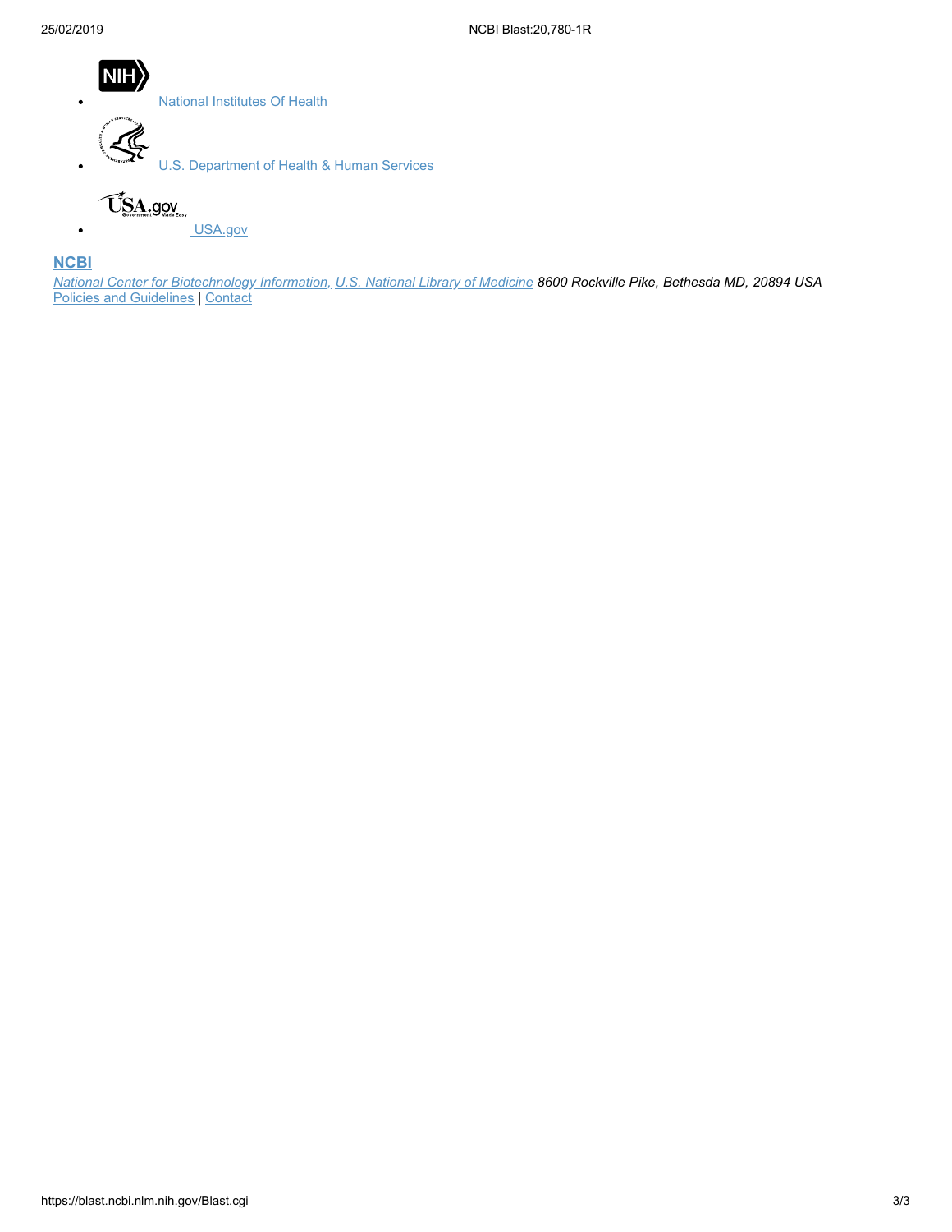- National Institutes Of Health
- U.S. Department of Health & Human Services
- USA.gov

**NCBI**

*National Center for Biotechnology Information, U.S. National Library of Medicine 8600 Rockville Pike, Bethesda MD, 20894 USA*
Policies and Guidelines | Contact